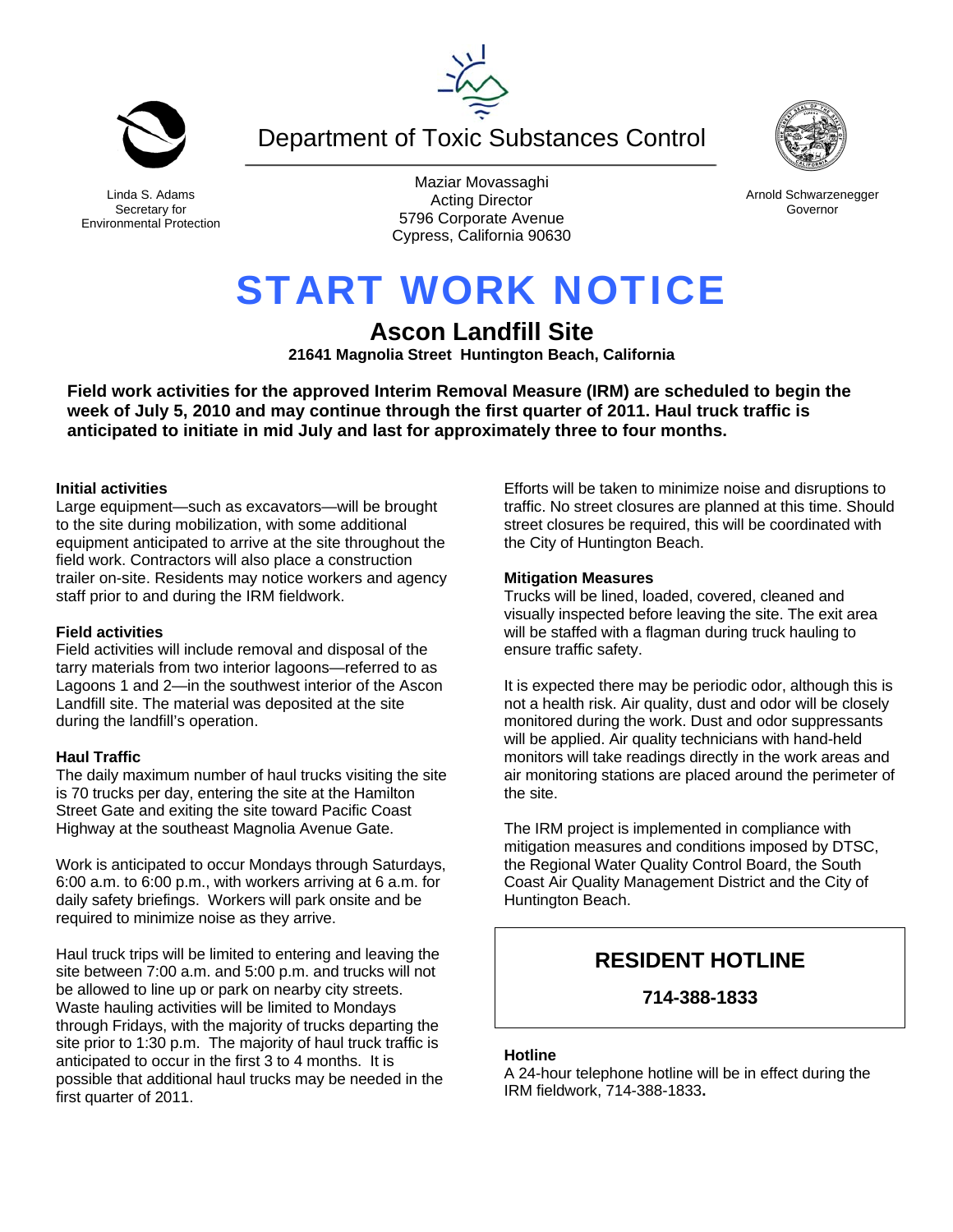Linda S. Adams
Secretary for
Environmental Protection

# Department of Toxic Substances Control

Maziar Movassaghi
Acting Director
5796 Corporate Avenue
Cypress, California 90630

Arnold Schwarzenegger
Governor

# START WORK NOTICE

## Ascon Landfill Site

**21641 Magnolia Street Huntington Beach, California**

**Field work activities for the approved Interim Removal Measure (IRM) are scheduled to begin the week of July 5, 2010 and may continue through the first quarter of 2011. Haul truck traffic is anticipated to initiate in mid July and last for approximately three to four months.**

### Initial activities

Large equipment—such as excavators—will be brought to the site during mobilization, with some additional equipment anticipated to arrive at the site throughout the field work. Contractors will also place a construction trailer on-site. Residents may notice workers and agency staff prior to and during the IRM fieldwork.

### Field activities

Field activities will include removal and disposal of the tarry materials from two interior lagoons—referred to as Lagoons 1 and 2—in the southwest interior of the Ascon Landfill site. The material was deposited at the site during the landfill's operation.

### Haul Traffic

The daily maximum number of haul trucks visiting the site is 70 trucks per day, entering the site at the Hamilton Street Gate and exiting the site toward Pacific Coast Highway at the southeast Magnolia Avenue Gate.

Work is anticipated to occur Mondays through Saturdays, 6:00 a.m. to 6:00 p.m., with workers arriving at 6 a.m. for daily safety briefings. Workers will park onsite and be required to minimize noise as they arrive.

Haul truck trips will be limited to entering and leaving the site between 7:00 a.m. and 5:00 p.m. and trucks will not be allowed to line up or park on nearby city streets. Waste hauling activities will be limited to Mondays through Fridays, with the majority of trucks departing the site prior to 1:30 p.m. The majority of haul truck traffic is anticipated to occur in the first 3 to 4 months. It is possible that additional haul trucks may be needed in the first quarter of 2011.

Efforts will be taken to minimize noise and disruptions to traffic. No street closures are planned at this time. Should street closures be required, this will be coordinated with the City of Huntington Beach.

### Mitigation Measures

Trucks will be lined, loaded, covered, cleaned and visually inspected before leaving the site. The exit area will be staffed with a flagman during truck hauling to ensure traffic safety.

It is expected there may be periodic odor, although this is not a health risk. Air quality, dust and odor will be closely monitored during the work. Dust and odor suppressants will be applied. Air quality technicians with hand-held monitors will take readings directly in the work areas and air monitoring stations are placed around the perimeter of the site.

The IRM project is implemented in compliance with mitigation measures and conditions imposed by DTSC, the Regional Water Quality Control Board, the South Coast Air Quality Management District and the City of Huntington Beach.

## RESIDENT HOTLINE

**714-388-1833**

### Hotline

A 24-hour telephone hotline will be in effect during the IRM fieldwork, 714-388-1833**.**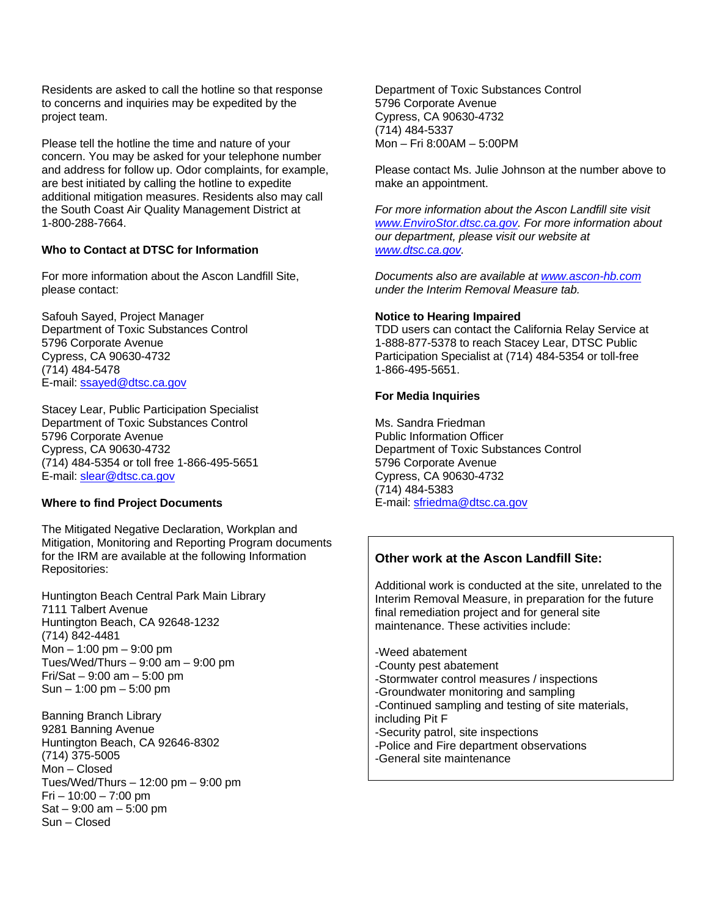Residents are asked to call the hotline so that response to concerns and inquiries may be expedited by the project team.

Please tell the hotline the time and nature of your concern. You may be asked for your telephone number and address for follow up. Odor complaints, for example, are best initiated by calling the hotline to expedite additional mitigation measures. Residents also may call the South Coast Air Quality Management District at 1-800-288-7664.

**Who to Contact at DTSC for Information**

For more information about the Ascon Landfill Site, please contact:

Safouh Sayed, Project Manager
Department of Toxic Substances Control
5796 Corporate Avenue
Cypress, CA 90630-4732
(714) 484-5478
E-mail: ssayed@dtsc.ca.gov

Stacey Lear, Public Participation Specialist
Department of Toxic Substances Control
5796 Corporate Avenue
Cypress, CA 90630-4732
(714) 484-5354 or toll free 1-866-495-5651
E-mail: slear@dtsc.ca.gov

**Where to find Project Documents**

The Mitigated Negative Declaration, Workplan and Mitigation, Monitoring and Reporting Program documents for the IRM are available at the following Information Repositories:

Huntington Beach Central Park Main Library
7111 Talbert Avenue
Huntington Beach, CA 92648-1232
(714) 842-4481
Mon – 1:00 pm – 9:00 pm
Tues/Wed/Thurs – 9:00 am – 9:00 pm
Fri/Sat – 9:00 am – 5:00 pm
Sun – 1:00 pm – 5:00 pm

Banning Branch Library
9281 Banning Avenue
Huntington Beach, CA 92646-8302
(714) 375-5005
Mon – Closed
Tues/Wed/Thurs – 12:00 pm – 9:00 pm
Fri – 10:00 – 7:00 pm
Sat – 9:00 am – 5:00 pm
Sun – Closed

Department of Toxic Substances Control
5796 Corporate Avenue
Cypress, CA 90630-4732
(714) 484-5337
Mon – Fri 8:00AM – 5:00PM

Please contact Ms. Julie Johnson at the number above to make an appointment.

*For more information about the Ascon Landfill site visit www.EnviroStor.dtsc.ca.gov. For more information about our department, please visit our website at www.dtsc.ca.gov.*

*Documents also are available at www.ascon-hb.com under the Interim Removal Measure tab.*

**Notice to Hearing Impaired**
TDD users can contact the California Relay Service at 1-888-877-5378 to reach Stacey Lear, DTSC Public Participation Specialist at (714) 484-5354 or toll-free 1-866-495-5651.

**For Media Inquiries**

Ms. Sandra Friedman
Public Information Officer
Department of Toxic Substances Control
5796 Corporate Avenue
Cypress, CA 90630-4732
(714) 484-5383
E-mail: sfriedma@dtsc.ca.gov

**Other work at the Ascon Landfill Site:**

Additional work is conducted at the site, unrelated to the Interim Removal Measure, in preparation for the future final remediation project and for general site maintenance. These activities include:

-Weed abatement
-County pest abatement
-Stormwater control measures / inspections
-Groundwater monitoring and sampling
-Continued sampling and testing of site materials, including Pit F
-Security patrol, site inspections
-Police and Fire department observations
-General site maintenance